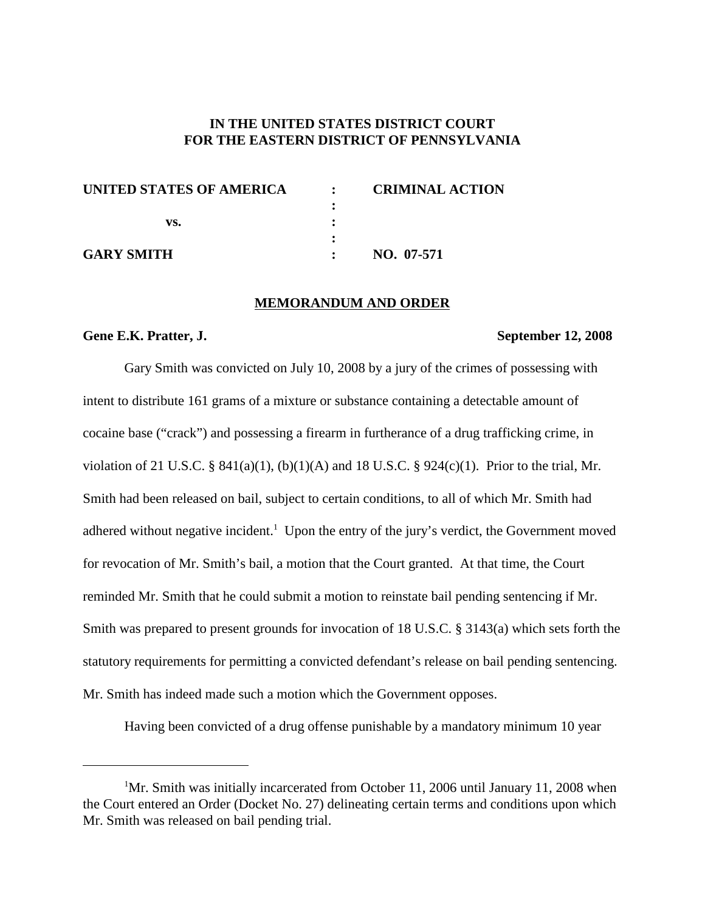**IN THE UNITED STATES DISTRICT COURT**
**FOR THE EASTERN DISTRICT OF PENNSYLVANIA**

| | | |
|---|---|---|
| **UNITED STATES OF AMERICA** | : | **CRIMINAL ACTION** |
| | : | |
| **vs.** | : | |
| | : | |
| **GARY SMITH** | : | **NO. 07-571** |

## MEMORANDUM AND ORDER

**Gene E.K. Pratter, J.** **September 12, 2008**

Gary Smith was convicted on July 10, 2008 by a jury of the crimes of possessing with intent to distribute 161 grams of a mixture or substance containing a detectable amount of cocaine base ("crack") and possessing a firearm in furtherance of a drug trafficking crime, in violation of 21 U.S.C. § 841(a)(1), (b)(1)(A) and 18 U.S.C. § 924(c)(1). Prior to the trial, Mr. Smith had been released on bail, subject to certain conditions, to all of which Mr. Smith had adhered without negative incident.[1] Upon the entry of the jury's verdict, the Government moved for revocation of Mr. Smith's bail, a motion that the Court granted. At that time, the Court reminded Mr. Smith that he could submit a motion to reinstate bail pending sentencing if Mr. Smith was prepared to present grounds for invocation of 18 U.S.C. § 3143(a) which sets forth the statutory requirements for permitting a convicted defendant's release on bail pending sentencing. Mr. Smith has indeed made such a motion which the Government opposes.

Having been convicted of a drug offense punishable by a mandatory minimum 10 year

[1] Mr. Smith was initially incarcerated from October 11, 2006 until January 11, 2008 when the Court entered an Order (Docket No. 27) delineating certain terms and conditions upon which Mr. Smith was released on bail pending trial.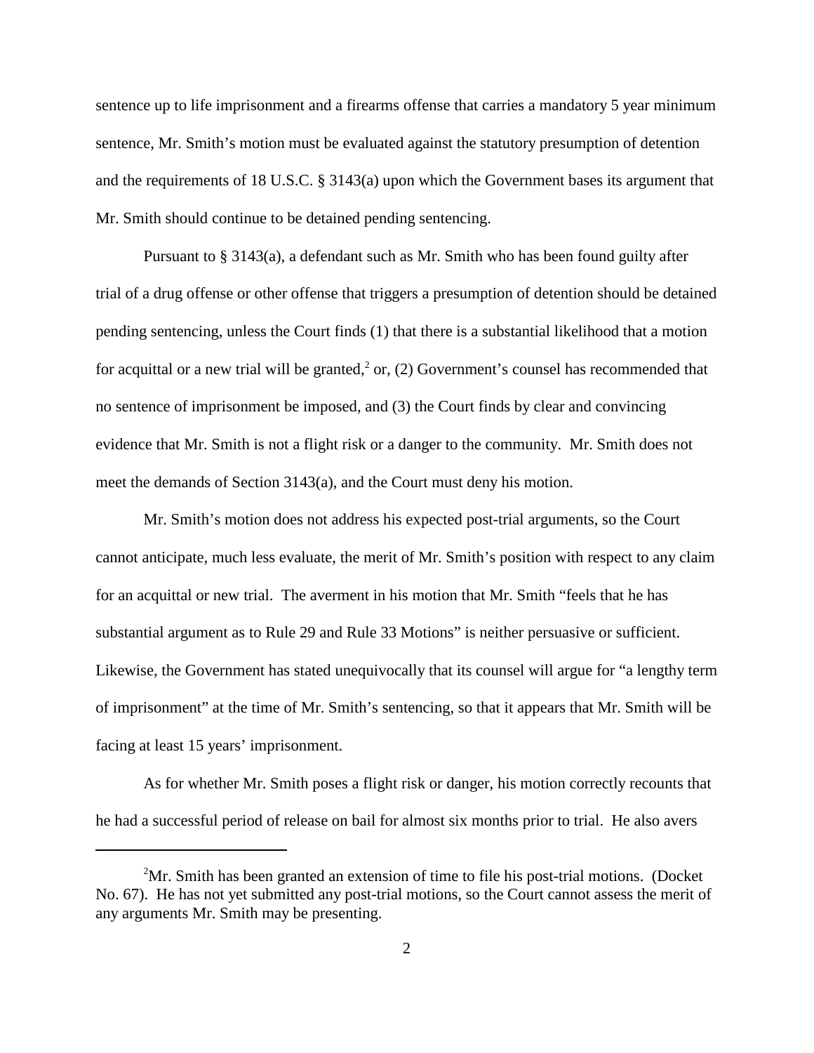sentence up to life imprisonment and a firearms offense that carries a mandatory 5 year minimum sentence, Mr. Smith's motion must be evaluated against the statutory presumption of detention and the requirements of 18 U.S.C. § 3143(a) upon which the Government bases its argument that Mr. Smith should continue to be detained pending sentencing.

Pursuant to § 3143(a), a defendant such as Mr. Smith who has been found guilty after trial of a drug offense or other offense that triggers a presumption of detention should be detained pending sentencing, unless the Court finds (1) that there is a substantial likelihood that a motion for acquittal or a new trial will be granted,[2] or, (2) Government's counsel has recommended that no sentence of imprisonment be imposed, and (3) the Court finds by clear and convincing evidence that Mr. Smith is not a flight risk or a danger to the community. Mr. Smith does not meet the demands of Section 3143(a), and the Court must deny his motion.

Mr. Smith's motion does not address his expected post-trial arguments, so the Court cannot anticipate, much less evaluate, the merit of Mr. Smith's position with respect to any claim for an acquittal or new trial. The averment in his motion that Mr. Smith "feels that he has substantial argument as to Rule 29 and Rule 33 Motions" is neither persuasive or sufficient. Likewise, the Government has stated unequivocally that its counsel will argue for "a lengthy term of imprisonment" at the time of Mr. Smith's sentencing, so that it appears that Mr. Smith will be facing at least 15 years' imprisonment.

As for whether Mr. Smith poses a flight risk or danger, his motion correctly recounts that he had a successful period of release on bail for almost six months prior to trial. He also avers

---

[2] Mr. Smith has been granted an extension of time to file his post-trial motions. (Docket No. 67). He has not yet submitted any post-trial motions, so the Court cannot assess the merit of any arguments Mr. Smith may be presenting.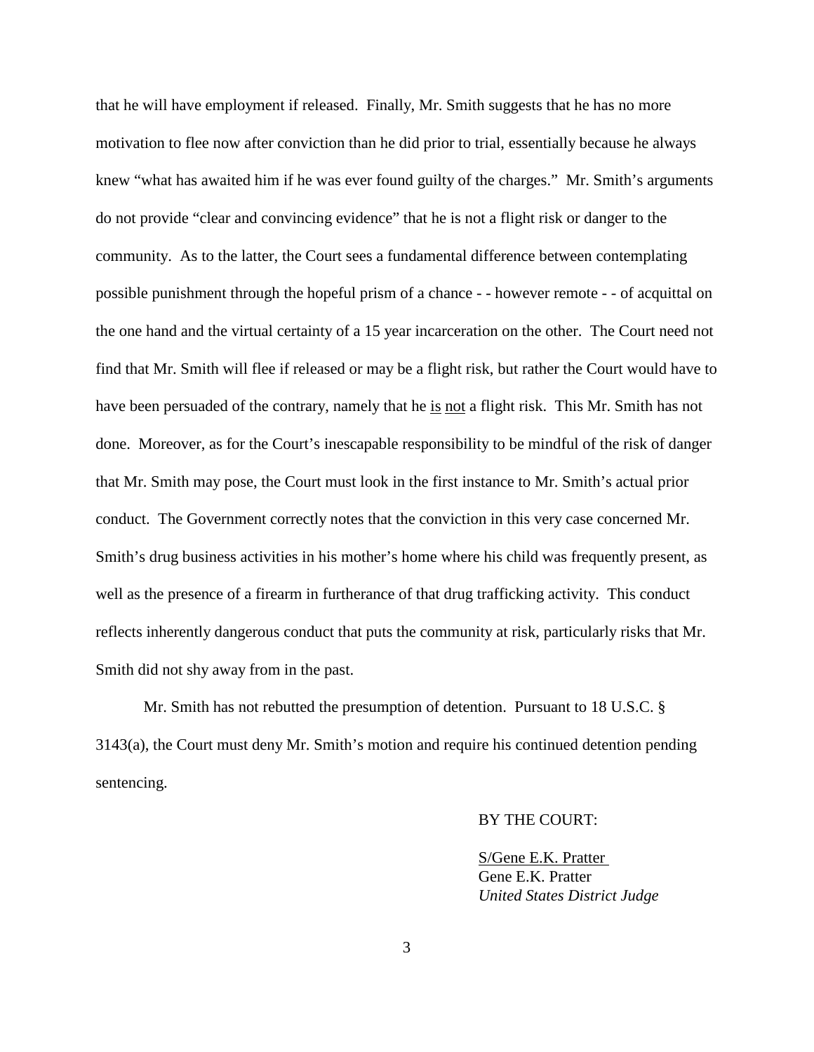that he will have employment if released. Finally, Mr. Smith suggests that he has no more motivation to flee now after conviction than he did prior to trial, essentially because he always knew "what has awaited him if he was ever found guilty of the charges." Mr. Smith's arguments do not provide "clear and convincing evidence" that he is not a flight risk or danger to the community. As to the latter, the Court sees a fundamental difference between contemplating possible punishment through the hopeful prism of a chance - - however remote - - of acquittal on the one hand and the virtual certainty of a 15 year incarceration on the other. The Court need not find that Mr. Smith will flee if released or may be a flight risk, but rather the Court would have to have been persuaded of the contrary, namely that he <u>is</u> <u>not</u> a flight risk. This Mr. Smith has not done. Moreover, as for the Court's inescapable responsibility to be mindful of the risk of danger that Mr. Smith may pose, the Court must look in the first instance to Mr. Smith's actual prior conduct. The Government correctly notes that the conviction in this very case concerned Mr. Smith's drug business activities in his mother's home where his child was frequently present, as well as the presence of a firearm in furtherance of that drug trafficking activity. This conduct reflects inherently dangerous conduct that puts the community at risk, particularly risks that Mr. Smith did not shy away from in the past.

Mr. Smith has not rebutted the presumption of detention. Pursuant to 18 U.S.C. § 3143(a), the Court must deny Mr. Smith's motion and require his continued detention pending sentencing.

BY THE COURT:

<u>S/Gene E.K. Pratter</u>
Gene E.K. Pratter
*United States District Judge*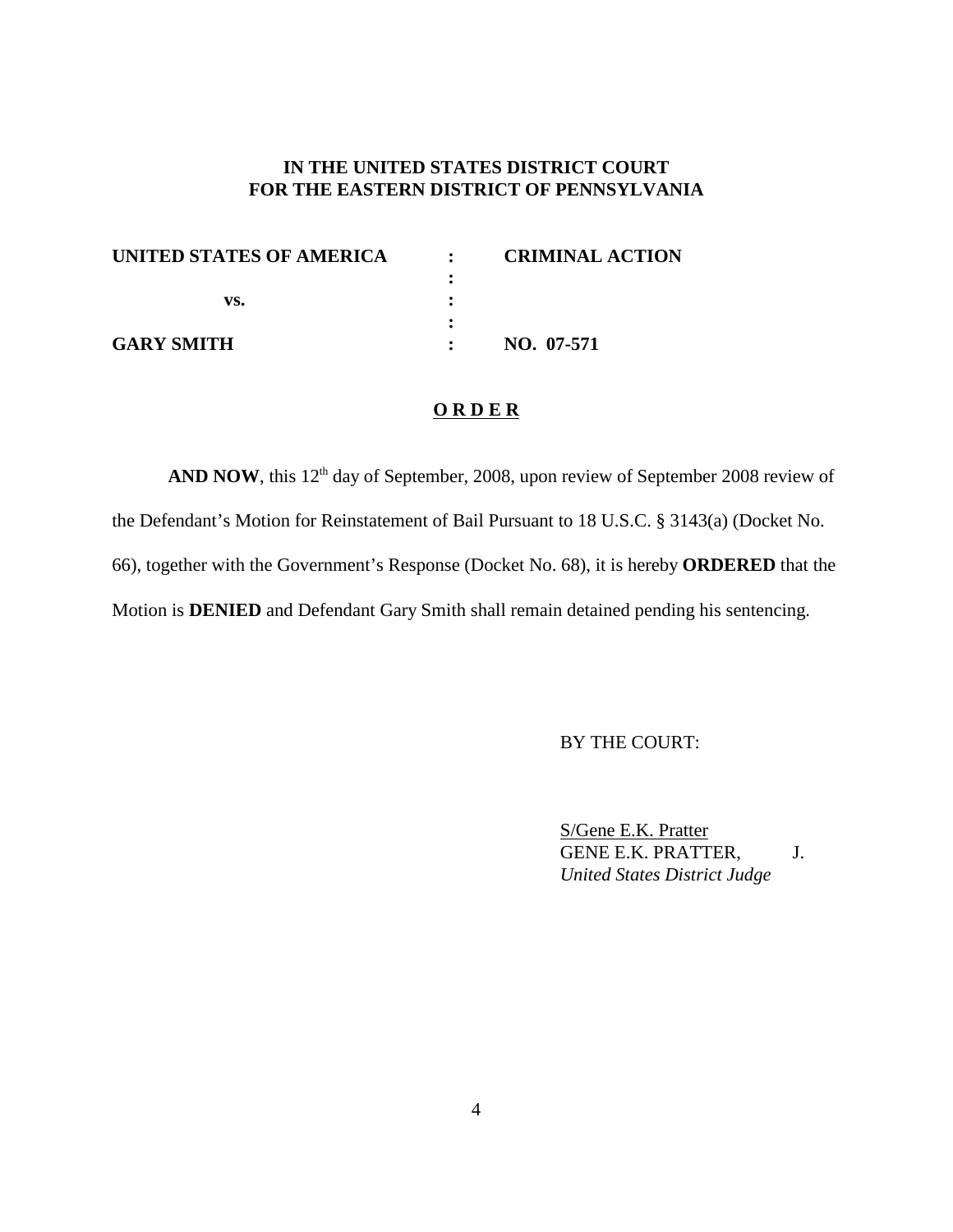**IN THE UNITED STATES DISTRICT COURT**
**FOR THE EASTERN DISTRICT OF PENNSYLVANIA**

| | | |
|---|---|---|
| **UNITED STATES OF AMERICA** | **:** | **CRIMINAL ACTION** |
| | **:** | |
| **vs.** | **:** | |
| | **:** | |
| **GARY SMITH** | **:** | **NO. 07-571** |

**O R D E R**

**AND NOW**, this 12th day of September, 2008, upon review of September 2008 review of the Defendant's Motion for Reinstatement of Bail Pursuant to 18 U.S.C. § 3143(a) (Docket No. 66), together with the Government's Response (Docket No. 68), it is hereby **ORDERED** that the Motion is **DENIED** and Defendant Gary Smith shall remain detained pending his sentencing.

BY THE COURT:

S/Gene E.K. Pratter
GENE E.K. PRATTER, J.
*United States District Judge*